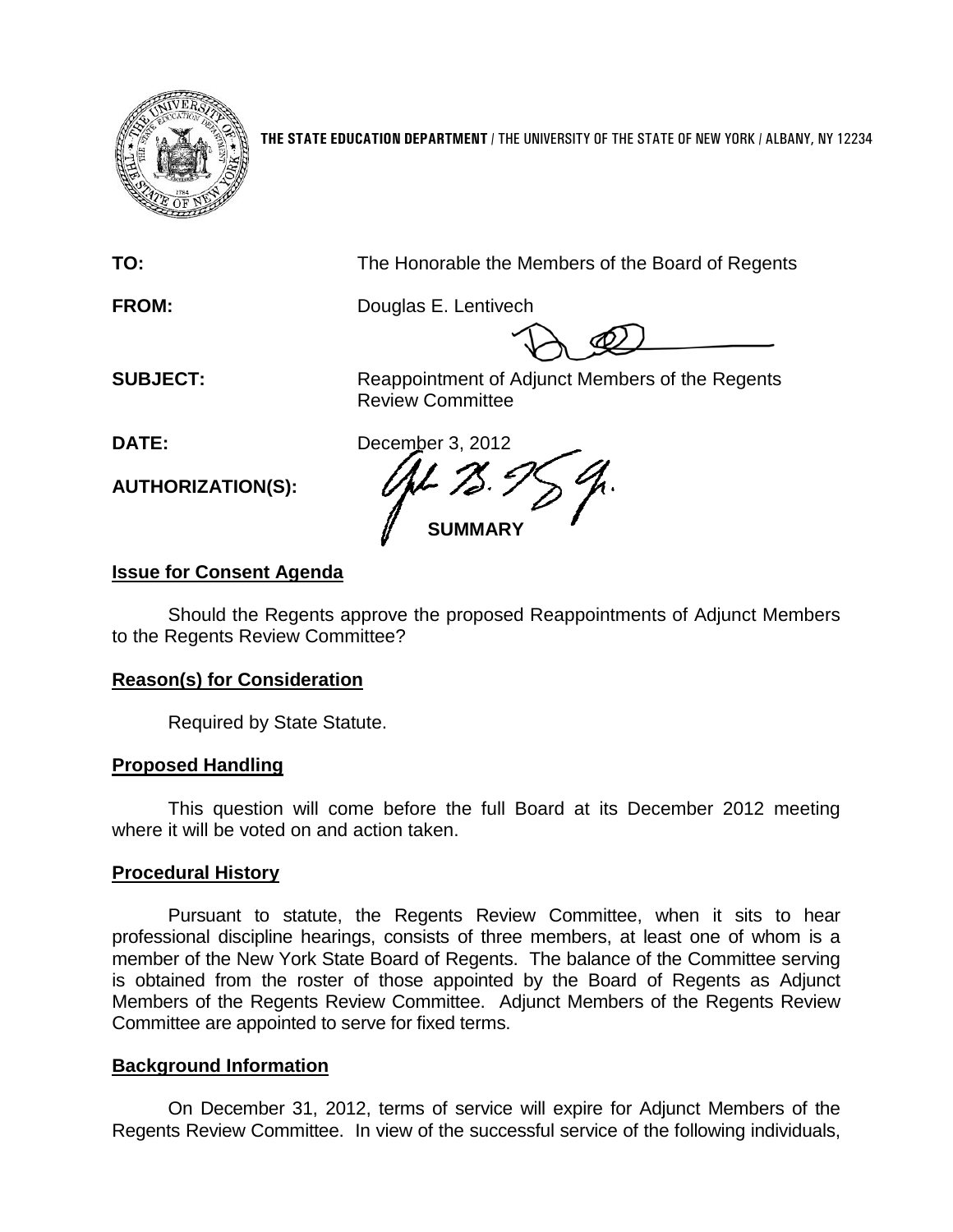**THE STATE EDUCATION DEPARTMENT** / THE UNIVERSITY OF THE STATE OF NEW YORK / ALBANY, NY 12234

**TO:** The Honorable the Members of the Board of Regents

**FROM:** Douglas E. Lentivech

**SUBJECT:** Reappointment of Adjunct Members of the Regents Review Committee

**DATE:** December 3, 2012

**AUTHORIZATION(S):**

**SUMMARY**

**Issue for Consent Agenda**

Should the Regents approve the proposed Reappointments of Adjunct Members to the Regents Review Committee?

**Reason(s) for Consideration**

Required by State Statute.

**Proposed Handling**

This question will come before the full Board at its December 2012 meeting where it will be voted on and action taken.

**Procedural History**

Pursuant to statute, the Regents Review Committee, when it sits to hear professional discipline hearings, consists of three members, at least one of whom is a member of the New York State Board of Regents. The balance of the Committee serving is obtained from the roster of those appointed by the Board of Regents as Adjunct Members of the Regents Review Committee. Adjunct Members of the Regents Review Committee are appointed to serve for fixed terms.

**Background Information**

On December 31, 2012, terms of service will expire for Adjunct Members of the Regents Review Committee. In view of the successful service of the following individuals,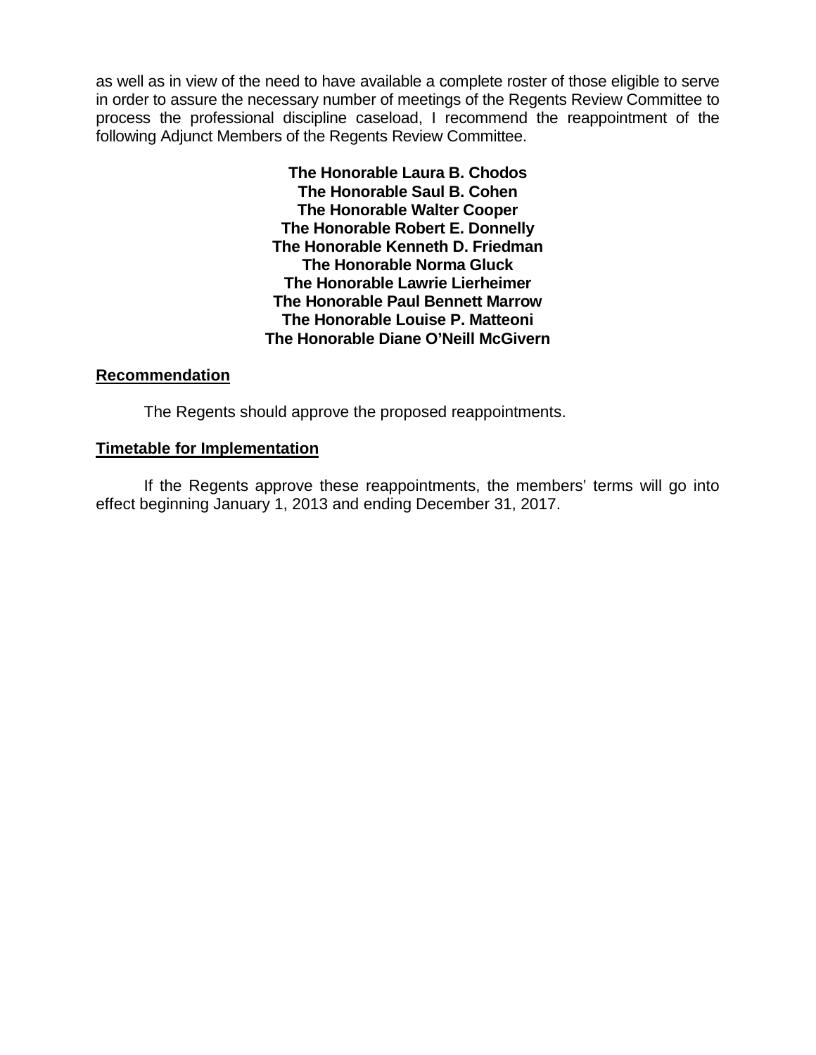as well as in view of the need to have available a complete roster of those eligible to serve in order to assure the necessary number of meetings of the Regents Review Committee to process the professional discipline caseload, I recommend the reappointment of the following Adjunct Members of the Regents Review Committee.

**The Honorable Laura B. Chodos**
**The Honorable Saul B. Cohen**
**The Honorable Walter Cooper**
**The Honorable Robert E. Donnelly**
**The Honorable Kenneth D. Friedman**
**The Honorable Norma Gluck**
**The Honorable Lawrie Lierheimer**
**The Honorable Paul Bennett Marrow**
**The Honorable Louise P. Matteoni**
**The Honorable Diane O'Neill McGivern**

## Recommendation

The Regents should approve the proposed reappointments.

## Timetable for Implementation

If the Regents approve these reappointments, the members' terms will go into effect beginning January 1, 2013 and ending December 31, 2017.